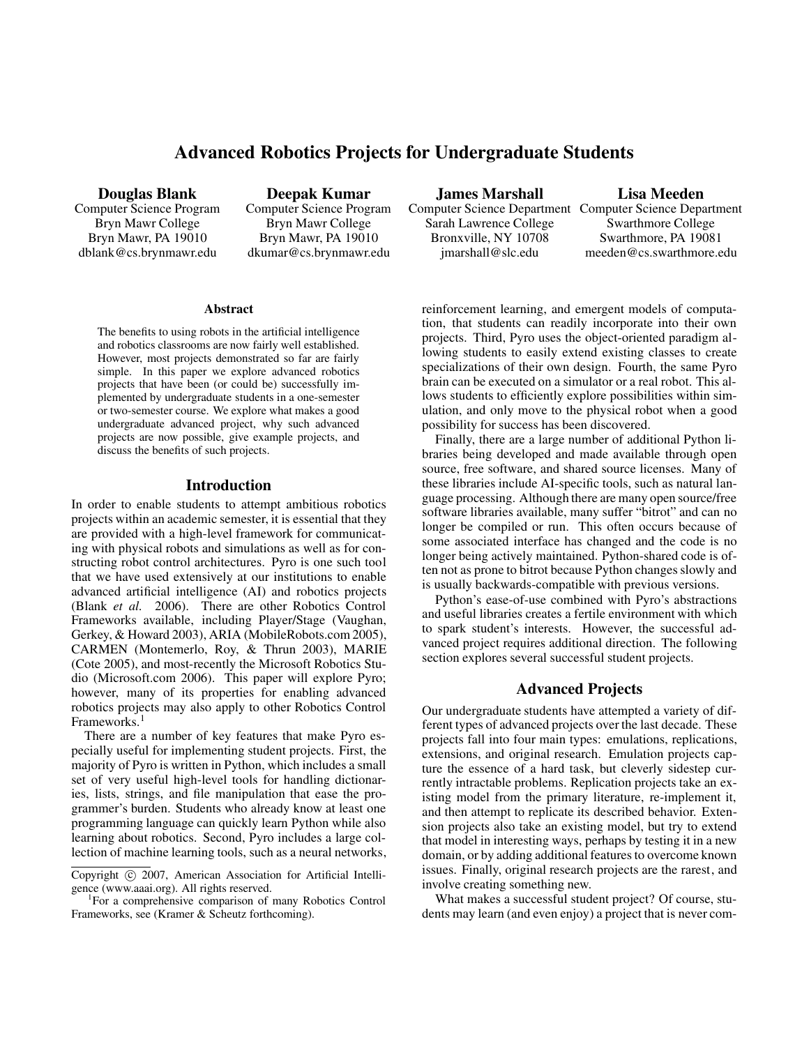# Advanced Robotics Projects for Undergraduate Students

**Douglas Blank**
Computer Science Program
Bryn Mawr College
Bryn Mawr, PA 19010
dblank@cs.brynmawr.edu

**Deepak Kumar**
Computer Science Program
Bryn Mawr College
Bryn Mawr, PA 19010
dkumar@cs.brynmawr.edu

**James Marshall**
Computer Science Department
Sarah Lawrence College
Bronxville, NY 10708
jmarshall@slc.edu

**Lisa Meeden**
Computer Science Department
Swarthmore College
Swarthmore, PA 19081
meeden@cs.swarthmore.edu

### Abstract

The benefits to using robots in the artificial intelligence and robotics classrooms are now fairly well established. However, most projects demonstrated so far are fairly simple. In this paper we explore advanced robotics projects that have been (or could be) successfully implemented by undergraduate students in a one-semester or two-semester course. We explore what makes a good undergraduate advanced project, why such advanced projects are now possible, give example projects, and discuss the benefits of such projects.

## Introduction

In order to enable students to attempt ambitious robotics projects within an academic semester, it is essential that they are provided with a high-level framework for communicating with physical robots and simulations as well as for constructing robot control architectures. Pyro is one such tool that we have used extensively at our institutions to enable advanced artificial intelligence (AI) and robotics projects (Blank *et al.* 2006). There are other Robotics Control Frameworks available, including Player/Stage (Vaughan, Gerkey, & Howard 2003), ARIA (MobileRobots.com 2005), CARMEN (Montemerlo, Roy, & Thrun 2003), MARIE (Cote 2005), and most-recently the Microsoft Robotics Studio (Microsoft.com 2006). This paper will explore Pyro; however, many of its properties for enabling advanced robotics projects may also apply to other Robotics Control Frameworks.[1]

There are a number of key features that make Pyro especially useful for implementing student projects. First, the majority of Pyro is written in Python, which includes a small set of very useful high-level tools for handling dictionaries, lists, strings, and file manipulation that ease the programmer's burden. Students who already know at least one programming language can quickly learn Python while also learning about robotics. Second, Pyro includes a large collection of machine learning tools, such as a neural networks, reinforcement learning, and emergent models of computation, that students can readily incorporate into their own projects. Third, Pyro uses the object-oriented paradigm allowing students to easily extend existing classes to create specializations of their own design. Fourth, the same Pyro brain can be executed on a simulator or a real robot. This allows students to efficiently explore possibilities within simulation, and only move to the physical robot when a good possibility for success has been discovered.

Finally, there are a large number of additional Python libraries being developed and made available through open source, free software, and shared source licenses. Many of these libraries include AI-specific tools, such as natural language processing. Although there are many open source/free software libraries available, many suffer "bitrot" and can no longer be compiled or run. This often occurs because of some associated interface has changed and the code is no longer being actively maintained. Python-shared code is often not as prone to bitrot because Python changes slowly and is usually backwards-compatible with previous versions.

Python's ease-of-use combined with Pyro's abstractions and useful libraries creates a fertile environment with which to spark student's interests. However, the successful advanced project requires additional direction. The following section explores several successful student projects.

## Advanced Projects

Our undergraduate students have attempted a variety of different types of advanced projects over the last decade. These projects fall into four main types: emulations, replications, extensions, and original research. Emulation projects capture the essence of a hard task, but cleverly sidestep currently intractable problems. Replication projects take an existing model from the primary literature, re-implement it, and then attempt to replicate its described behavior. Extension projects also take an existing model, but try to extend that model in interesting ways, perhaps by testing it in a new domain, or by adding additional features to overcome known issues. Finally, original research projects are the rarest, and involve creating something new.

What makes a successful student project? Of course, students may learn (and even enjoy) a project that is never com-

Copyright © 2007, American Association for Artificial Intelligence (www.aaai.org). All rights reserved.

[1] For a comprehensive comparison of many Robotics Control Frameworks, see (Kramer & Scheutz forthcoming).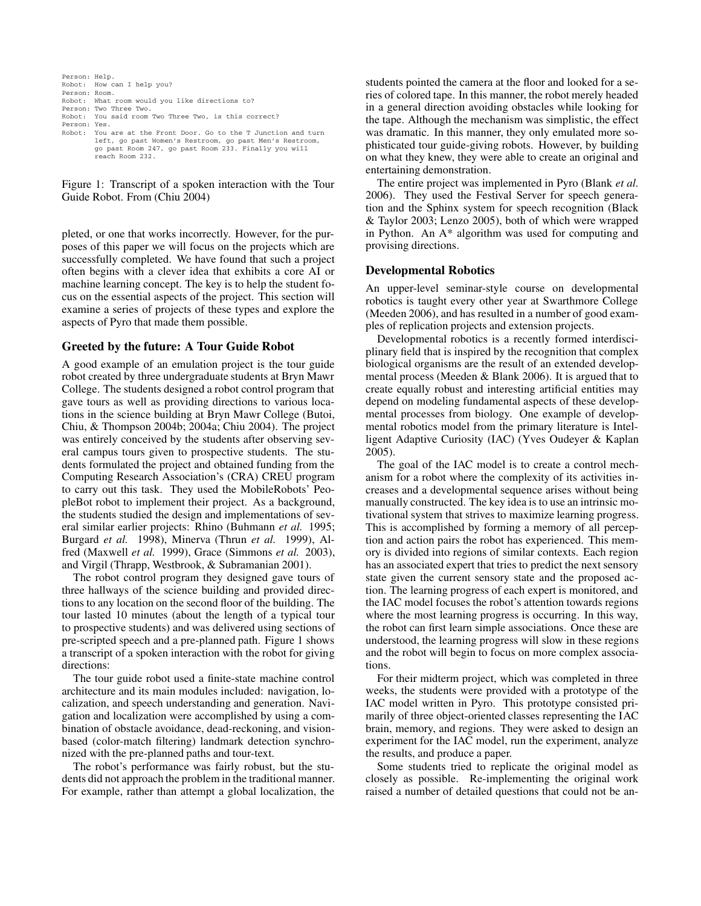```
Person: Help.
Robot:  How can I help you?
Person: Room.
Robot:  What room would you like directions to?
Person: Two Three Two.
Robot:  You said room Two Three Two, is this correct?
Person: Yes.
Robot:  You are at the Front Door. Go to the T Junction and turn
        left, go past Women's Restroom, go past Men's Restroom,
        go past Room 247, go past Room 233. Finally you will
        reach Room 232.
```

Figure 1: Transcript of a spoken interaction with the Tour Guide Robot. From (Chiu 2004)

pleted, or one that works incorrectly. However, for the purposes of this paper we will focus on the projects which are successfully completed. We have found that such a project often begins with a clever idea that exhibits a core AI or machine learning concept. The key is to help the student focus on the essential aspects of the project. This section will examine a series of projects of these types and explore the aspects of Pyro that made them possible.

### Greeted by the future: A Tour Guide Robot

A good example of an emulation project is the tour guide robot created by three undergraduate students at Bryn Mawr College. The students designed a robot control program that gave tours as well as providing directions to various locations in the science building at Bryn Mawr College (Butoi, Chiu, & Thompson 2004b; 2004a; Chiu 2004). The project was entirely conceived by the students after observing several campus tours given to prospective students. The students formulated the project and obtained funding from the Computing Research Association's (CRA) CREU program to carry out this task. They used the MobileRobots' PeopleBot robot to implement their project. As a background, the students studied the design and implementations of several similar earlier projects: Rhino (Buhmann *et al.* 1995; Burgard *et al.* 1998), Minerva (Thrun *et al.* 1999), Alfred (Maxwell *et al.* 1999), Grace (Simmons *et al.* 2003), and Virgil (Thrapp, Westbrook, & Subramanian 2001).

The robot control program they designed gave tours of three hallways of the science building and provided directions to any location on the second floor of the building. The tour lasted 10 minutes (about the length of a typical tour to prospective students) and was delivered using sections of pre-scripted speech and a pre-planned path. Figure 1 shows a transcript of a spoken interaction with the robot for giving directions:

The tour guide robot used a finite-state machine control architecture and its main modules included: navigation, localization, and speech understanding and generation. Navigation and localization were accomplished by using a combination of obstacle avoidance, dead-reckoning, and vision-based (color-match filtering) landmark detection synchronized with the pre-planned paths and tour-text.

The robot's performance was fairly robust, but the students did not approach the problem in the traditional manner. For example, rather than attempt a global localization, the students pointed the camera at the floor and looked for a series of colored tape. In this manner, the robot merely headed in a general direction avoiding obstacles while looking for the tape. Although the mechanism was simplistic, the effect was dramatic. In this manner, they only emulated more sophisticated tour guide-giving robots. However, by building on what they knew, they were able to create an original and entertaining demonstration.

The entire project was implemented in Pyro (Blank *et al.* 2006). They used the Festival Server for speech generation and the Sphinx system for speech recognition (Black & Taylor 2003; Lenzo 2005), both of which were wrapped in Python. An A* algorithm was used for computing and provising directions.

### Developmental Robotics

An upper-level seminar-style course on developmental robotics is taught every other year at Swarthmore College (Meeden 2006), and has resulted in a number of good examples of replication projects and extension projects.

Developmental robotics is a recently formed interdisciplinary field that is inspired by the recognition that complex biological organisms are the result of an extended developmental process (Meeden & Blank 2006). It is argued that to create equally robust and interesting artificial entities may depend on modeling fundamental aspects of these developmental processes from biology. One example of developmental robotics model from the primary literature is Intelligent Adaptive Curiosity (IAC) (Yves Oudeyer & Kaplan 2005).

The goal of the IAC model is to create a control mechanism for a robot where the complexity of its activities increases and a developmental sequence arises without being manually constructed. The key idea is to use an intrinsic motivational system that strives to maximize learning progress. This is accomplished by forming a memory of all perception and action pairs the robot has experienced. This memory is divided into regions of similar contexts. Each region has an associated expert that tries to predict the next sensory state given the current sensory state and the proposed action. The learning progress of each expert is monitored, and the IAC model focuses the robot's attention towards regions where the most learning progress is occurring. In this way, the robot can first learn simple associations. Once these are understood, the learning progress will slow in these regions and the robot will begin to focus on more complex associations.

For their midterm project, which was completed in three weeks, the students were provided with a prototype of the IAC model written in Pyro. This prototype consisted primarily of three object-oriented classes representing the IAC brain, memory, and regions. They were asked to design an experiment for the IAC model, run the experiment, analyze the results, and produce a paper.

Some students tried to replicate the original model as closely as possible. Re-implementing the original work raised a number of detailed questions that could not be an-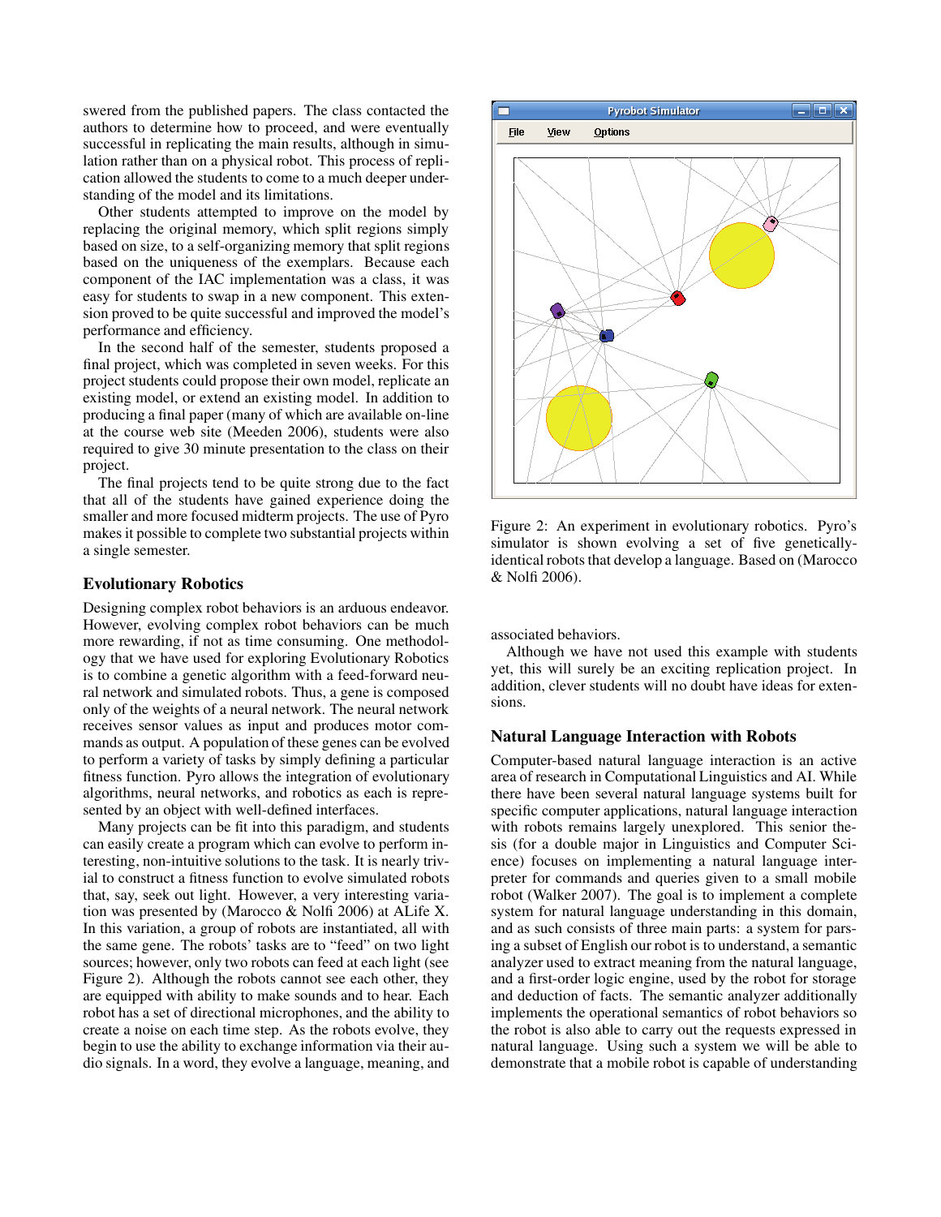swered from the published papers. The class contacted the authors to determine how to proceed, and were eventually successful in replicating the main results, although in simulation rather than on a physical robot. This process of replication allowed the students to come to a much deeper understanding of the model and its limitations.

Other students attempted to improve on the model by replacing the original memory, which split regions simply based on size, to a self-organizing memory that split regions based on the uniqueness of the exemplars. Because each component of the IAC implementation was a class, it was easy for students to swap in a new component. This extension proved to be quite successful and improved the model's performance and efficiency.

In the second half of the semester, students proposed a final project, which was completed in seven weeks. For this project students could propose their own model, replicate an existing model, or extend an existing model. In addition to producing a final paper (many of which are available on-line at the course web site (Meeden 2006), students were also required to give 30 minute presentation to the class on their project.

The final projects tend to be quite strong due to the fact that all of the students have gained experience doing the smaller and more focused midterm projects. The use of Pyro makes it possible to complete two substantial projects within a single semester.

## Evolutionary Robotics

Designing complex robot behaviors is an arduous endeavor. However, evolving complex robot behaviors can be much more rewarding, if not as time consuming. One methodology that we have used for exploring Evolutionary Robotics is to combine a genetic algorithm with a feed-forward neural network and simulated robots. Thus, a gene is composed only of the weights of a neural network. The neural network receives sensor values as input and produces motor commands as output. A population of these genes can be evolved to perform a variety of tasks by simply defining a particular fitness function. Pyro allows the integration of evolutionary algorithms, neural networks, and robotics as each is represented by an object with well-defined interfaces.

Many projects can be fit into this paradigm, and students can easily create a program which can evolve to perform interesting, non-intuitive solutions to the task. It is nearly trivial to construct a fitness function to evolve simulated robots that, say, seek out light. However, a very interesting variation was presented by (Marocco & Nolfi 2006) at ALife X. In this variation, a group of robots are instantiated, all with the same gene. The robots' tasks are to "feed" on two light sources; however, only two robots can feed at each light (see Figure 2). Although the robots cannot see each other, they are equipped with ability to make sounds and to hear. Each robot has a set of directional microphones, and the ability to create a noise on each time step. As the robots evolve, they begin to use the ability to exchange information via their audio signals. In a word, they evolve a language, meaning, and associated behaviors.

Figure 2: An experiment in evolutionary robotics. Pyro's simulator is shown evolving a set of five genetically-identical robots that develop a language. Based on (Marocco & Nolfi 2006).

Although we have not used this example with students yet, this will surely be an exciting replication project. In addition, clever students will no doubt have ideas for extensions.

## Natural Language Interaction with Robots

Computer-based natural language interaction is an active area of research in Computational Linguistics and AI. While there have been several natural language systems built for specific computer applications, natural language interaction with robots remains largely unexplored. This senior thesis (for a double major in Linguistics and Computer Science) focuses on implementing a natural language interpreter for commands and queries given to a small mobile robot (Walker 2007). The goal is to implement a complete system for natural language understanding in this domain, and as such consists of three main parts: a system for parsing a subset of English our robot is to understand, a semantic analyzer used to extract meaning from the natural language, and a first-order logic engine, used by the robot for storage and deduction of facts. The semantic analyzer additionally implements the operational semantics of robot behaviors so the robot is also able to carry out the requests expressed in natural language. Using such a system we will be able to demonstrate that a mobile robot is capable of understanding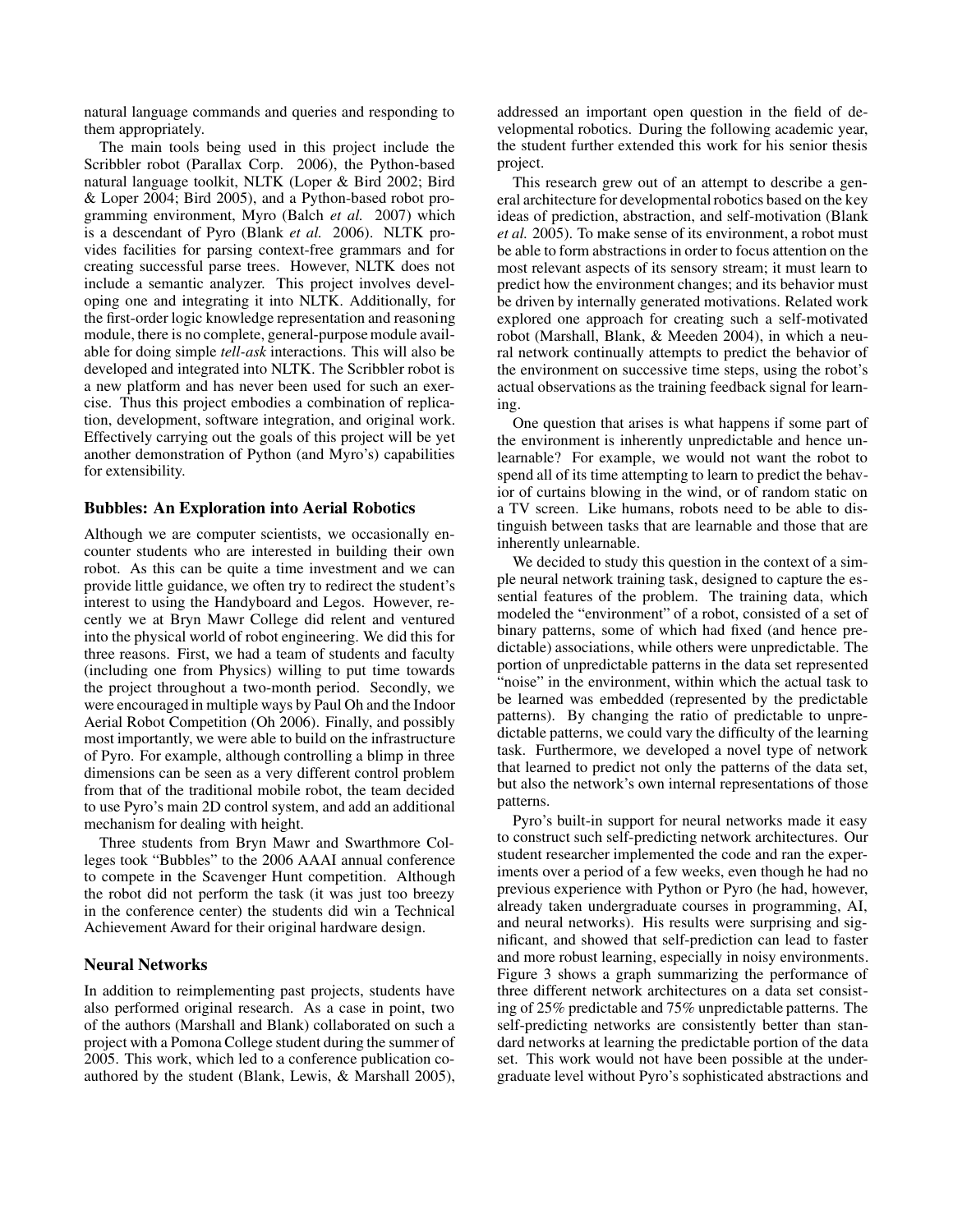natural language commands and queries and responding to them appropriately.

The main tools being used in this project include the Scribbler robot (Parallax Corp. 2006), the Python-based natural language toolkit, NLTK (Loper & Bird 2002; Bird & Loper 2004; Bird 2005), and a Python-based robot programming environment, Myro (Balch *et al.* 2007) which is a descendant of Pyro (Blank *et al.* 2006). NLTK provides facilities for parsing context-free grammars and for creating successful parse trees. However, NLTK does not include a semantic analyzer. This project involves developing one and integrating it into NLTK. Additionally, for the first-order logic knowledge representation and reasoning module, there is no complete, general-purpose module available for doing simple *tell-ask* interactions. This will also be developed and integrated into NLTK. The Scribbler robot is a new platform and has never been used for such an exercise. Thus this project embodies a combination of replication, development, software integration, and original work. Effectively carrying out the goals of this project will be yet another demonstration of Python (and Myro's) capabilities for extensibility.

### Bubbles: An Exploration into Aerial Robotics

Although we are computer scientists, we occasionally encounter students who are interested in building their own robot. As this can be quite a time investment and we can provide little guidance, we often try to redirect the student's interest to using the Handyboard and Legos. However, recently we at Bryn Mawr College did relent and ventured into the physical world of robot engineering. We did this for three reasons. First, we had a team of students and faculty (including one from Physics) willing to put time towards the project throughout a two-month period. Secondly, we were encouraged in multiple ways by Paul Oh and the Indoor Aerial Robot Competition (Oh 2006). Finally, and possibly most importantly, we were able to build on the infrastructure of Pyro. For example, although controlling a blimp in three dimensions can be seen as a very different control problem from that of the traditional mobile robot, the team decided to use Pyro's main 2D control system, and add an additional mechanism for dealing with height.

Three students from Bryn Mawr and Swarthmore Colleges took "Bubbles" to the 2006 AAAI annual conference to compete in the Scavenger Hunt competition. Although the robot did not perform the task (it was just too breezy in the conference center) the students did win a Technical Achievement Award for their original hardware design.

### Neural Networks

In addition to reimplementing past projects, students have also performed original research. As a case in point, two of the authors (Marshall and Blank) collaborated on such a project with a Pomona College student during the summer of 2005. This work, which led to a conference publication co-authored by the student (Blank, Lewis, & Marshall 2005), addressed an important open question in the field of developmental robotics. During the following academic year, the student further extended this work for his senior thesis project.

This research grew out of an attempt to describe a general architecture for developmental robotics based on the key ideas of prediction, abstraction, and self-motivation (Blank *et al.* 2005). To make sense of its environment, a robot must be able to form abstractions in order to focus attention on the most relevant aspects of its sensory stream; it must learn to predict how the environment changes; and its behavior must be driven by internally generated motivations. Related work explored one approach for creating such a self-motivated robot (Marshall, Blank, & Meeden 2004), in which a neural network continually attempts to predict the behavior of the environment on successive time steps, using the robot's actual observations as the training feedback signal for learning.

One question that arises is what happens if some part of the environment is inherently unpredictable and hence unlearnable? For example, we would not want the robot to spend all of its time attempting to learn to predict the behavior of curtains blowing in the wind, or of random static on a TV screen. Like humans, robots need to be able to distinguish between tasks that are learnable and those that are inherently unlearnable.

We decided to study this question in the context of a simple neural network training task, designed to capture the essential features of the problem. The training data, which modeled the "environment" of a robot, consisted of a set of binary patterns, some of which had fixed (and hence predictable) associations, while others were unpredictable. The portion of unpredictable patterns in the data set represented "noise" in the environment, within which the actual task to be learned was embedded (represented by the predictable patterns). By changing the ratio of predictable to unpredictable patterns, we could vary the difficulty of the learning task. Furthermore, we developed a novel type of network that learned to predict not only the patterns of the data set, but also the network's own internal representations of those patterns.

Pyro's built-in support for neural networks made it easy to construct such self-predicting network architectures. Our student researcher implemented the code and ran the experiments over a period of a few weeks, even though he had no previous experience with Python or Pyro (he had, however, already taken undergraduate courses in programming, AI, and neural networks). His results were surprising and significant, and showed that self-prediction can lead to faster and more robust learning, especially in noisy environments. Figure 3 shows a graph summarizing the performance of three different network architectures on a data set consisting of 25% predictable and 75% unpredictable patterns. The self-predicting networks are consistently better than standard networks at learning the predictable portion of the data set. This work would not have been possible at the undergraduate level without Pyro's sophisticated abstractions and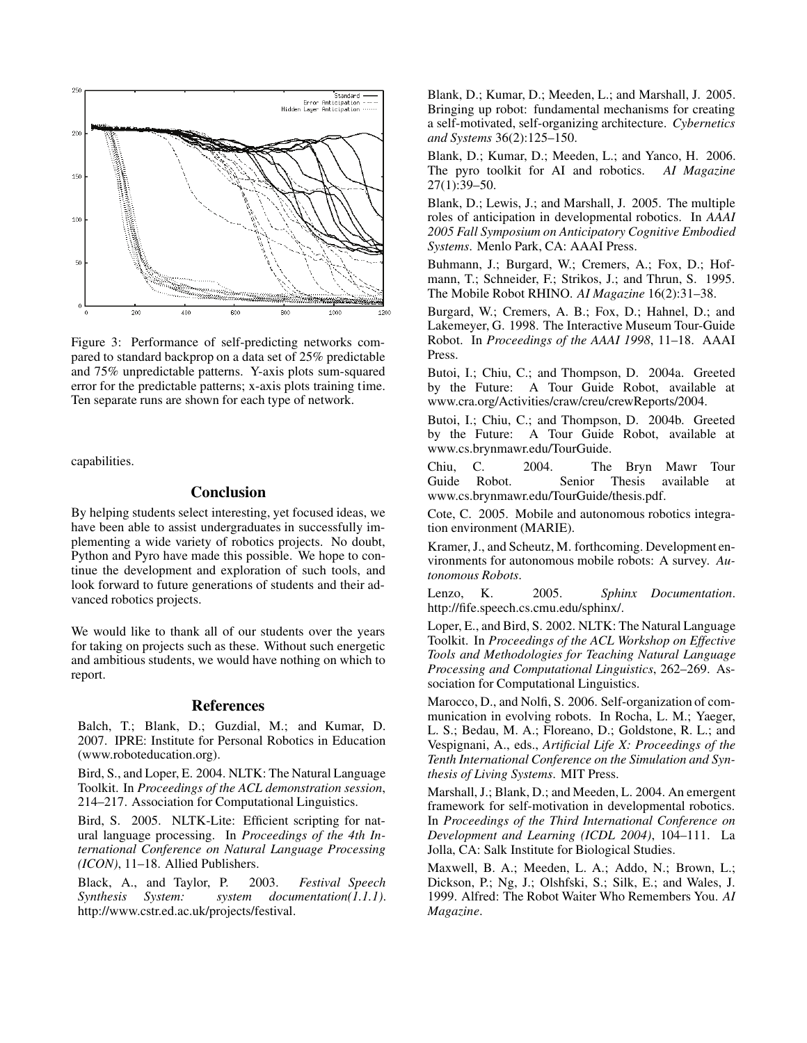Figure 3: Performance of self-predicting networks compared to standard backprop on a data set of 25% predictable and 75% unpredictable patterns. Y-axis plots sum-squared error for the predictable patterns; x-axis plots training time. Ten separate runs are shown for each type of network.

capabilities.

## Conclusion

By helping students select interesting, yet focused ideas, we have been able to assist undergraduates in successfully implementing a wide variety of robotics projects. No doubt, Python and Pyro have made this possible. We hope to continue the development and exploration of such tools, and look forward to future generations of students and their advanced robotics projects.

We would like to thank all of our students over the years for taking on projects such as these. Without such energetic and ambitious students, we would have nothing on which to report.

## References

Balch, T.; Blank, D.; Guzdial, M.; and Kumar, D. 2007. IPRE: Institute for Personal Robotics in Education (www.roboteducation.org).

Bird, S., and Loper, E. 2004. NLTK: The Natural Language Toolkit. In *Proceedings of the ACL demonstration session*, 214–217. Association for Computational Linguistics.

Bird, S. 2005. NLTK-Lite: Efficient scripting for natural language processing. In *Proceedings of the 4th International Conference on Natural Language Processing (ICON)*, 11–18. Allied Publishers.

Black, A., and Taylor, P. 2003. *Festival Speech Synthesis System: system documentation(1.1.1)*. http://www.cstr.ed.ac.uk/projects/festival.

Blank, D.; Kumar, D.; Meeden, L.; and Marshall, J. 2005. Bringing up robot: fundamental mechanisms for creating a self-motivated, self-organizing architecture. *Cybernetics and Systems* 36(2):125–150.

Blank, D.; Kumar, D.; Meeden, L.; and Yanco, H. 2006. The pyro toolkit for AI and robotics. *AI Magazine* 27(1):39–50.

Blank, D.; Lewis, J.; and Marshall, J. 2005. The multiple roles of anticipation in developmental robotics. In *AAAI 2005 Fall Symposium on Anticipatory Cognitive Embodied Systems*. Menlo Park, CA: AAAI Press.

Buhmann, J.; Burgard, W.; Cremers, A.; Fox, D.; Hofmann, T.; Schneider, F.; Strikos, J.; and Thrun, S. 1995. The Mobile Robot RHINO. *AI Magazine* 16(2):31–38.

Burgard, W.; Cremers, A. B.; Fox, D.; Hahnel, D.; and Lakemeyer, G. 1998. The Interactive Museum Tour-Guide Robot. In *Proceedings of the AAAI 1998*, 11–18. AAAI Press.

Butoi, I.; Chiu, C.; and Thompson, D. 2004a. Greeted by the Future: A Tour Guide Robot, available at www.cra.org/Activities/craw/creu/crewReports/2004.

Butoi, I.; Chiu, C.; and Thompson, D. 2004b. Greeted by the Future: A Tour Guide Robot, available at www.cs.brynmawr.edu/TourGuide.

Chiu, C. 2004. The Bryn Mawr Tour Guide Robot. Senior Thesis available at www.cs.brynmawr.edu/TourGuide/thesis.pdf.

Cote, C. 2005. Mobile and autonomous robotics integration environment (MARIE).

Kramer, J., and Scheutz, M. forthcoming. Development environments for autonomous mobile robots: A survey. *Autonomous Robots*.

Lenzo, K. 2005. *Sphinx Documentation*. http://fife.speech.cs.cmu.edu/sphinx/.

Loper, E., and Bird, S. 2002. NLTK: The Natural Language Toolkit. In *Proceedings of the ACL Workshop on Effective Tools and Methodologies for Teaching Natural Language Processing and Computational Linguistics*, 262–269. Association for Computational Linguistics.

Marocco, D., and Nolfi, S. 2006. Self-organization of communication in evolving robots. In Rocha, L. M.; Yaeger, L. S.; Bedau, M. A.; Floreano, D.; Goldstone, R. L.; and Vespignani, A., eds., *Artificial Life X: Proceedings of the Tenth International Conference on the Simulation and Synthesis of Living Systems*. MIT Press.

Marshall, J.; Blank, D.; and Meeden, L. 2004. An emergent framework for self-motivation in developmental robotics. In *Proceedings of the Third International Conference on Development and Learning (ICDL 2004)*, 104–111. La Jolla, CA: Salk Institute for Biological Studies.

Maxwell, B. A.; Meeden, L. A.; Addo, N.; Brown, L.; Dickson, P.; Ng, J.; Olshfski, S.; Silk, E.; and Wales, J. 1999. Alfred: The Robot Waiter Who Remembers You. *AI Magazine*.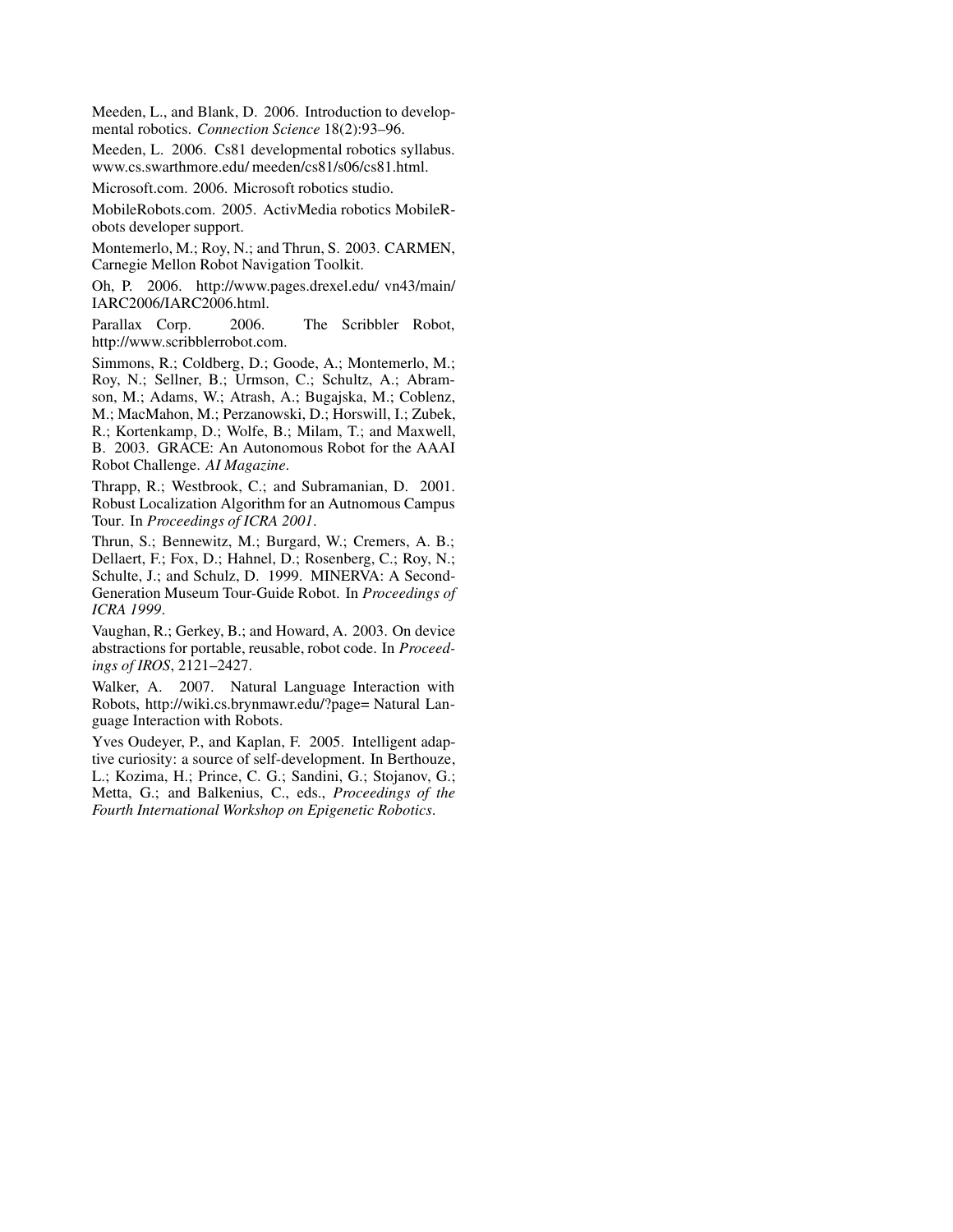Meeden, L., and Blank, D. 2006. Introduction to developmental robotics. *Connection Science* 18(2):93–96.

Meeden, L. 2006. Cs81 developmental robotics syllabus. www.cs.swarthmore.edu/ meeden/cs81/s06/cs81.html.

Microsoft.com. 2006. Microsoft robotics studio.

MobileRobots.com. 2005. ActivMedia robotics MobileRobots developer support.

Montemerlo, M.; Roy, N.; and Thrun, S. 2003. CARMEN, Carnegie Mellon Robot Navigation Toolkit.

Oh, P. 2006. http://www.pages.drexel.edu/ vn43/main/ IARC2006/IARC2006.html.

Parallax Corp. 2006. The Scribbler Robot, http://www.scribblerrobot.com.

Simmons, R.; Coldberg, D.; Goode, A.; Montemerlo, M.; Roy, N.; Sellner, B.; Urmson, C.; Schultz, A.; Abramson, M.; Adams, W.; Atrash, A.; Bugajska, M.; Coblenz, M.; MacMahon, M.; Perzanowski, D.; Horswill, I.; Zubek, R.; Kortenkamp, D.; Wolfe, B.; Milam, T.; and Maxwell, B. 2003. GRACE: An Autonomous Robot for the AAAI Robot Challenge. *AI Magazine*.

Thrapp, R.; Westbrook, C.; and Subramanian, D. 2001. Robust Localization Algorithm for an Autnomous Campus Tour. In *Proceedings of ICRA 2001*.

Thrun, S.; Bennewitz, M.; Burgard, W.; Cremers, A. B.; Dellaert, F.; Fox, D.; Hahnel, D.; Rosenberg, C.; Roy, N.; Schulte, J.; and Schulz, D. 1999. MINERVA: A Second-Generation Museum Tour-Guide Robot. In *Proceedings of ICRA 1999*.

Vaughan, R.; Gerkey, B.; and Howard, A. 2003. On device abstractions for portable, reusable, robot code. In *Proceedings of IROS*, 2121–2427.

Walker, A. 2007. Natural Language Interaction with Robots, http://wiki.cs.brynmawr.edu/?page= Natural Language Interaction with Robots.

Yves Oudeyer, P., and Kaplan, F. 2005. Intelligent adaptive curiosity: a source of self-development. In Berthouze, L.; Kozima, H.; Prince, C. G.; Sandini, G.; Stojanov, G.; Metta, G.; and Balkenius, C., eds., *Proceedings of the Fourth International Workshop on Epigenetic Robotics*.